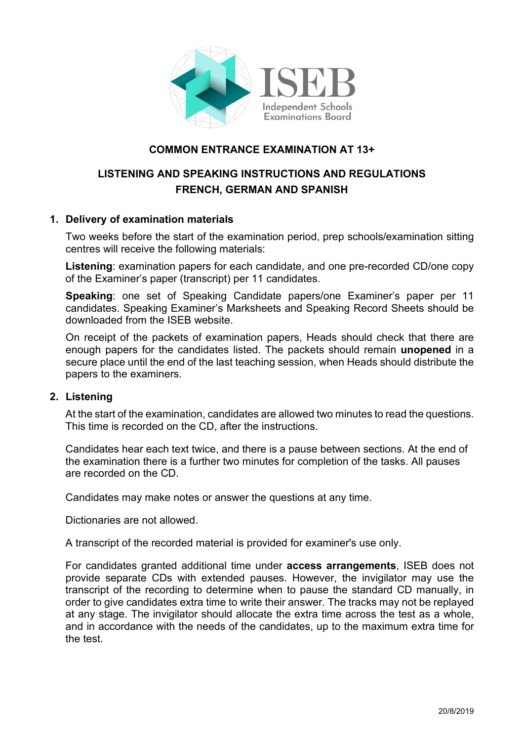ISEB
Independent Schools Examinations Board

# COMMON ENTRANCE EXAMINATION AT 13+

## LISTENING AND SPEAKING INSTRUCTIONS AND REGULATIONS
## FRENCH, GERMAN AND SPANISH

### 1. Delivery of examination materials

Two weeks before the start of the examination period, prep schools/examination sitting centres will receive the following materials:

**Listening**: examination papers for each candidate, and one pre-recorded CD/one copy of the Examiner's paper (transcript) per 11 candidates.

**Speaking**: one set of Speaking Candidate papers/one Examiner's paper per 11 candidates. Speaking Examiner's Marksheets and Speaking Record Sheets should be downloaded from the ISEB website.

On receipt of the packets of examination papers, Heads should check that there are enough papers for the candidates listed. The packets should remain **unopened** in a secure place until the end of the last teaching session, when Heads should distribute the papers to the examiners.

### 2. Listening

At the start of the examination, candidates are allowed two minutes to read the questions. This time is recorded on the CD, after the instructions.

Candidates hear each text twice, and there is a pause between sections. At the end of the examination there is a further two minutes for completion of the tasks. All pauses are recorded on the CD.

Candidates may make notes or answer the questions at any time.

Dictionaries are not allowed.

A transcript of the recorded material is provided for examiner's use only.

For candidates granted additional time under **access arrangements**, ISEB does not provide separate CDs with extended pauses. However, the invigilator may use the transcript of the recording to determine when to pause the standard CD manually, in order to give candidates extra time to write their answer. The tracks may not be replayed at any stage. The invigilator should allocate the extra time across the test as a whole, and in accordance with the needs of the candidates, up to the maximum extra time for the test.

20/8/2019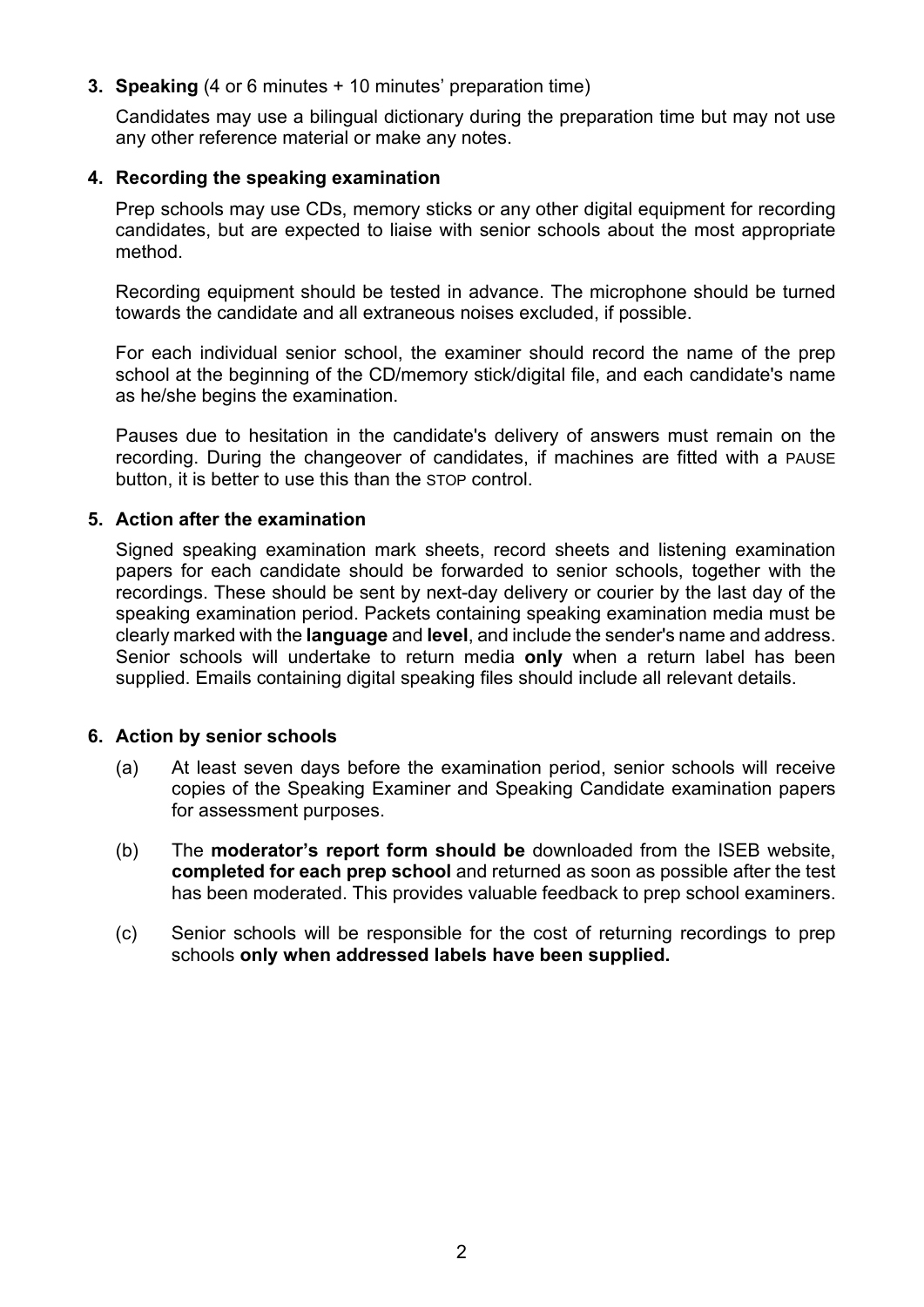**3. Speaking** (4 or 6 minutes + 10 minutes' preparation time)

Candidates may use a bilingual dictionary during the preparation time but may not use any other reference material or make any notes.

**4. Recording the speaking examination**

Prep schools may use CDs, memory sticks or any other digital equipment for recording candidates, but are expected to liaise with senior schools about the most appropriate method.

Recording equipment should be tested in advance. The microphone should be turned towards the candidate and all extraneous noises excluded, if possible.

For each individual senior school, the examiner should record the name of the prep school at the beginning of the CD/memory stick/digital file, and each candidate's name as he/she begins the examination.

Pauses due to hesitation in the candidate's delivery of answers must remain on the recording. During the changeover of candidates, if machines are fitted with a PAUSE button, it is better to use this than the STOP control.

**5. Action after the examination**

Signed speaking examination mark sheets, record sheets and listening examination papers for each candidate should be forwarded to senior schools, together with the recordings. These should be sent by next-day delivery or courier by the last day of the speaking examination period. Packets containing speaking examination media must be clearly marked with the **language** and **level**, and include the sender's name and address. Senior schools will undertake to return media **only** when a return label has been supplied. Emails containing digital speaking files should include all relevant details.

**6. Action by senior schools**

(a) At least seven days before the examination period, senior schools will receive copies of the Speaking Examiner and Speaking Candidate examination papers for assessment purposes.

(b) The **moderator's report form should be** downloaded from the ISEB website, **completed for each prep school** and returned as soon as possible after the test has been moderated. This provides valuable feedback to prep school examiners.

(c) Senior schools will be responsible for the cost of returning recordings to prep schools **only when addressed labels have been supplied.**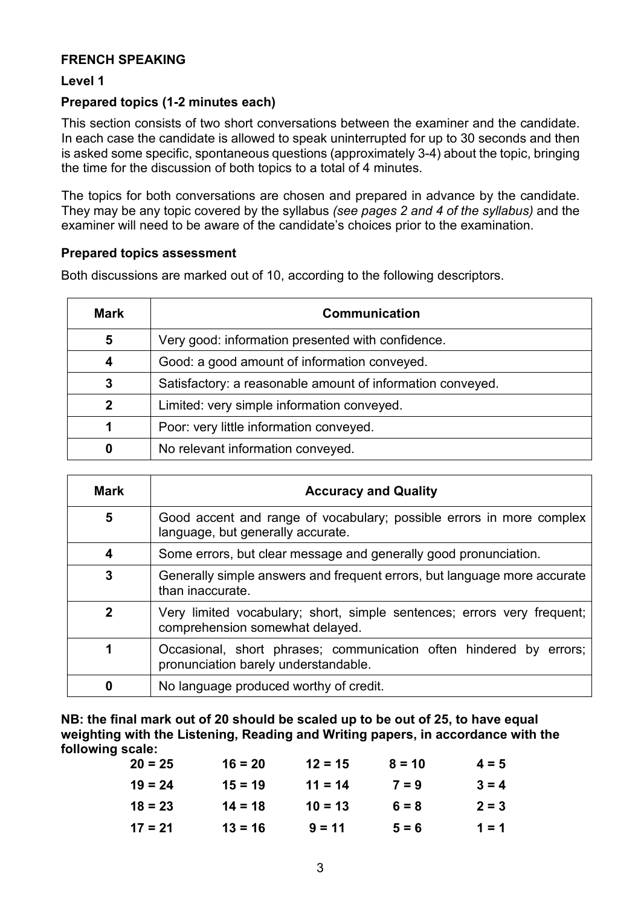## FRENCH SPEAKING

### Level 1

### Prepared topics (1-2 minutes each)

This section consists of two short conversations between the examiner and the candidate. In each case the candidate is allowed to speak uninterrupted for up to 30 seconds and then is asked some specific, spontaneous questions (approximately 3-4) about the topic, bringing the time for the discussion of both topics to a total of 4 minutes.

The topics for both conversations are chosen and prepared in advance by the candidate. They may be any topic covered by the syllabus *(see pages 2 and 4 of the syllabus)* and the examiner will need to be aware of the candidate's choices prior to the examination.

### Prepared topics assessment

Both discussions are marked out of 10, according to the following descriptors.

| Mark | Communication |
|---|---|
| 5 | Very good: information presented with confidence. |
| 4 | Good: a good amount of information conveyed. |
| 3 | Satisfactory: a reasonable amount of information conveyed. |
| 2 | Limited: very simple information conveyed. |
| 1 | Poor: very little information conveyed. |
| 0 | No relevant information conveyed. |

| Mark | Accuracy and Quality |
|---|---|
| 5 | Good accent and range of vocabulary; possible errors in more complex language, but generally accurate. |
| 4 | Some errors, but clear message and generally good pronunciation. |
| 3 | Generally simple answers and frequent errors, but language more accurate than inaccurate. |
| 2 | Very limited vocabulary; short, simple sentences; errors very frequent; comprehension somewhat delayed. |
| 1 | Occasional, short phrases; communication often hindered by errors; pronunciation barely understandable. |
| 0 | No language produced worthy of credit. |

**NB: the final mark out of 20 should be scaled up to be out of 25, to have equal weighting with the Listening, Reading and Writing papers, in accordance with the following scale:**

| | | | | |
|---|---|---|---|---|
| **20 = 25** | **16 = 20** | **12 = 15** | **8 = 10** | **4 = 5** |
| **19 = 24** | **15 = 19** | **11 = 14** | **7 = 9** | **3 = 4** |
| **18 = 23** | **14 = 18** | **10 = 13** | **6 = 8** | **2 = 3** |
| **17 = 21** | **13 = 16** | **9 = 11** | **5 = 6** | **1 = 1** |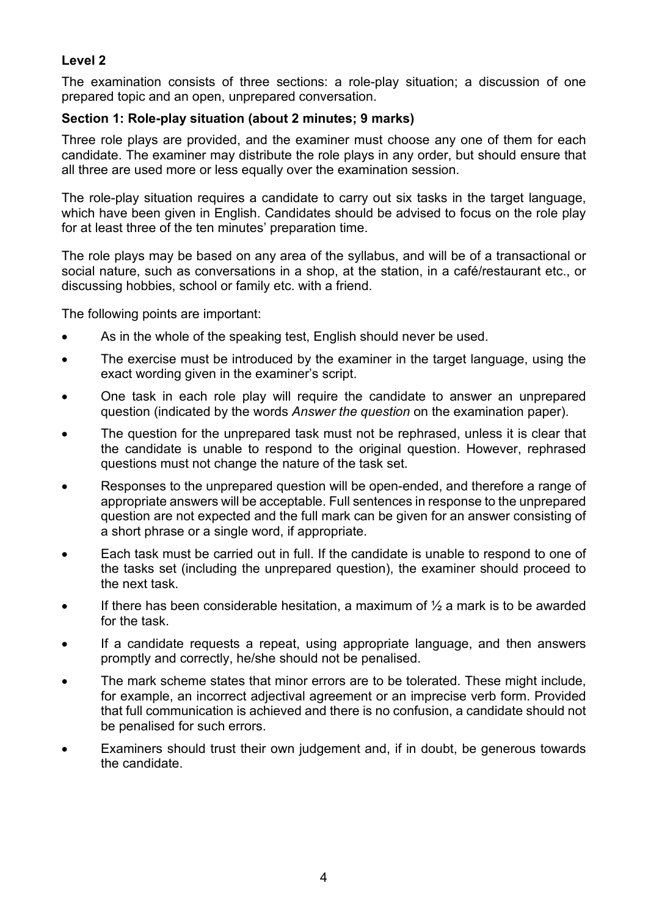**Level 2**

The examination consists of three sections: a role-play situation; a discussion of one prepared topic and an open, unprepared conversation.

**Section 1: Role-play situation (about 2 minutes; 9 marks)**

Three role plays are provided, and the examiner must choose any one of them for each candidate. The examiner may distribute the role plays in any order, but should ensure that all three are used more or less equally over the examination session.

The role-play situation requires a candidate to carry out six tasks in the target language, which have been given in English. Candidates should be advised to focus on the role play for at least three of the ten minutes' preparation time.

The role plays may be based on any area of the syllabus, and will be of a transactional or social nature, such as conversations in a shop, at the station, in a café/restaurant etc., or discussing hobbies, school or family etc. with a friend.

The following points are important:

- As in the whole of the speaking test, English should never be used.
- The exercise must be introduced by the examiner in the target language, using the exact wording given in the examiner's script.
- One task in each role play will require the candidate to answer an unprepared question (indicated by the words *Answer the question* on the examination paper).
- The question for the unprepared task must not be rephrased, unless it is clear that the candidate is unable to respond to the original question. However, rephrased questions must not change the nature of the task set.
- Responses to the unprepared question will be open-ended, and therefore a range of appropriate answers will be acceptable. Full sentences in response to the unprepared question are not expected and the full mark can be given for an answer consisting of a short phrase or a single word, if appropriate.
- Each task must be carried out in full. If the candidate is unable to respond to one of the tasks set (including the unprepared question), the examiner should proceed to the next task.
- If there has been considerable hesitation, a maximum of ½ a mark is to be awarded for the task.
- If a candidate requests a repeat, using appropriate language, and then answers promptly and correctly, he/she should not be penalised.
- The mark scheme states that minor errors are to be tolerated. These might include, for example, an incorrect adjectival agreement or an imprecise verb form. Provided that full communication is achieved and there is no confusion, a candidate should not be penalised for such errors.
- Examiners should trust their own judgement and, if in doubt, be generous towards the candidate.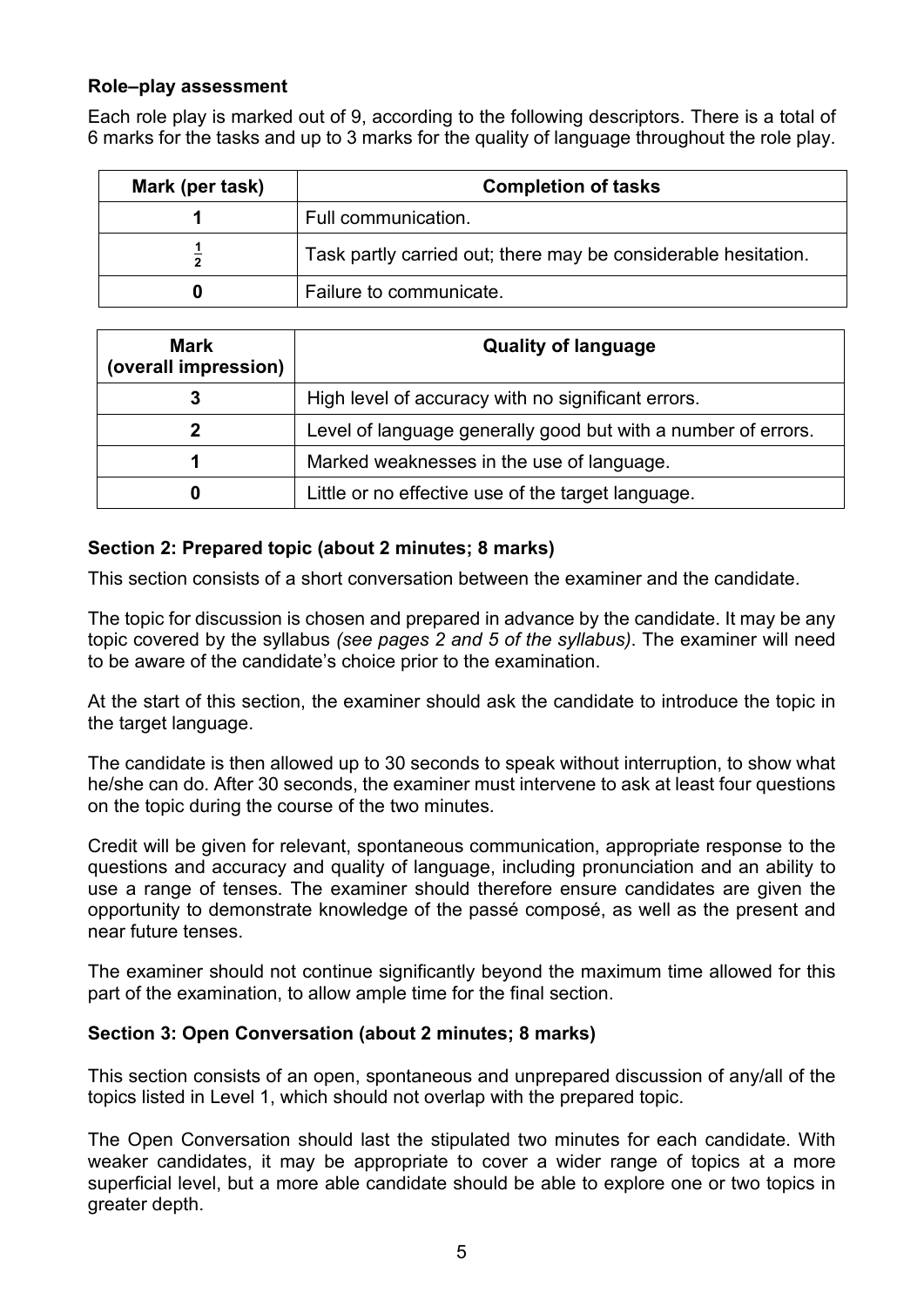**Role–play assessment**

Each role play is marked out of 9, according to the following descriptors. There is a total of 6 marks for the tasks and up to 3 marks for the quality of language throughout the role play.

| Mark (per task) | Completion of tasks |
|---|---|
| 1 | Full communication. |
| $\frac{1}{2}$ | Task partly carried out; there may be considerable hesitation. |
| 0 | Failure to communicate. |

| Mark (overall impression) | Quality of language |
|---|---|
| 3 | High level of accuracy with no significant errors. |
| 2 | Level of language generally good but with a number of errors. |
| 1 | Marked weaknesses in the use of language. |
| 0 | Little or no effective use of the target language. |

**Section 2: Prepared topic (about 2 minutes; 8 marks)**

This section consists of a short conversation between the examiner and the candidate.

The topic for discussion is chosen and prepared in advance by the candidate. It may be any topic covered by the syllabus *(see pages 2 and 5 of the syllabus)*. The examiner will need to be aware of the candidate's choice prior to the examination.

At the start of this section, the examiner should ask the candidate to introduce the topic in the target language.

The candidate is then allowed up to 30 seconds to speak without interruption, to show what he/she can do. After 30 seconds, the examiner must intervene to ask at least four questions on the topic during the course of the two minutes.

Credit will be given for relevant, spontaneous communication, appropriate response to the questions and accuracy and quality of language, including pronunciation and an ability to use a range of tenses. The examiner should therefore ensure candidates are given the opportunity to demonstrate knowledge of the passé composé, as well as the present and near future tenses.

The examiner should not continue significantly beyond the maximum time allowed for this part of the examination, to allow ample time for the final section.

**Section 3: Open Conversation (about 2 minutes; 8 marks)**

This section consists of an open, spontaneous and unprepared discussion of any/all of the topics listed in Level 1, which should not overlap with the prepared topic.

The Open Conversation should last the stipulated two minutes for each candidate. With weaker candidates, it may be appropriate to cover a wider range of topics at a more superficial level, but a more able candidate should be able to explore one or two topics in greater depth.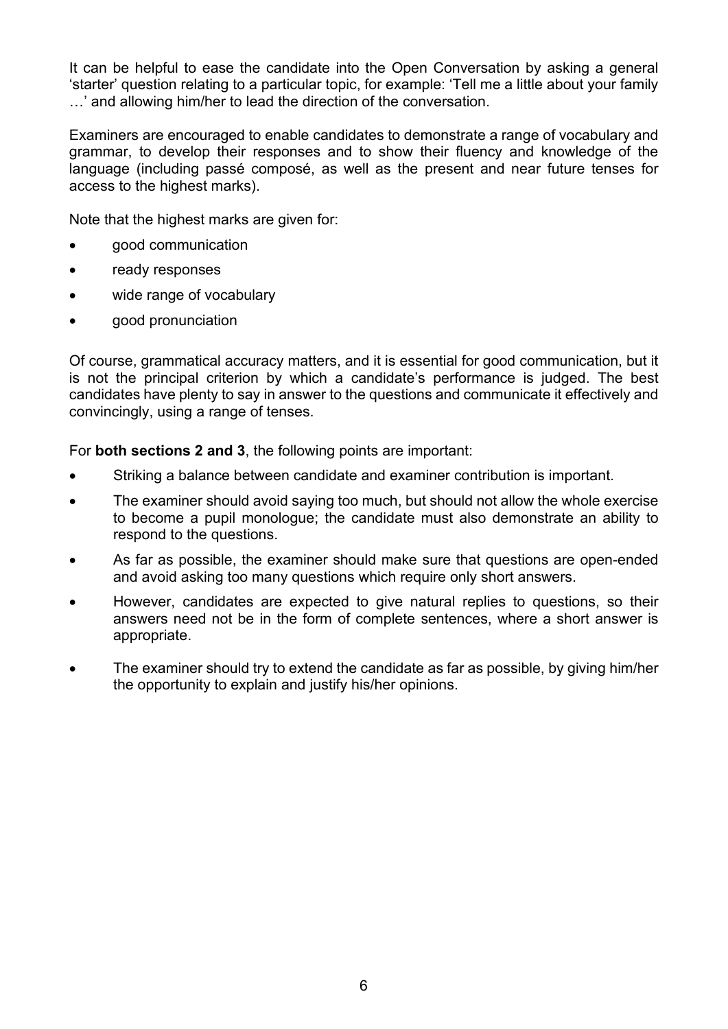It can be helpful to ease the candidate into the Open Conversation by asking a general 'starter' question relating to a particular topic, for example: 'Tell me a little about your family …' and allowing him/her to lead the direction of the conversation.

Examiners are encouraged to enable candidates to demonstrate a range of vocabulary and grammar, to develop their responses and to show their fluency and knowledge of the language (including passé composé, as well as the present and near future tenses for access to the highest marks).

Note that the highest marks are given for:

- good communication
- ready responses
- wide range of vocabulary
- good pronunciation

Of course, grammatical accuracy matters, and it is essential for good communication, but it is not the principal criterion by which a candidate's performance is judged. The best candidates have plenty to say in answer to the questions and communicate it effectively and convincingly, using a range of tenses.

For **both sections 2 and 3**, the following points are important:

- Striking a balance between candidate and examiner contribution is important.
- The examiner should avoid saying too much, but should not allow the whole exercise to become a pupil monologue; the candidate must also demonstrate an ability to respond to the questions.
- As far as possible, the examiner should make sure that questions are open-ended and avoid asking too many questions which require only short answers.
- However, candidates are expected to give natural replies to questions, so their answers need not be in the form of complete sentences, where a short answer is appropriate.
- The examiner should try to extend the candidate as far as possible, by giving him/her the opportunity to explain and justify his/her opinions.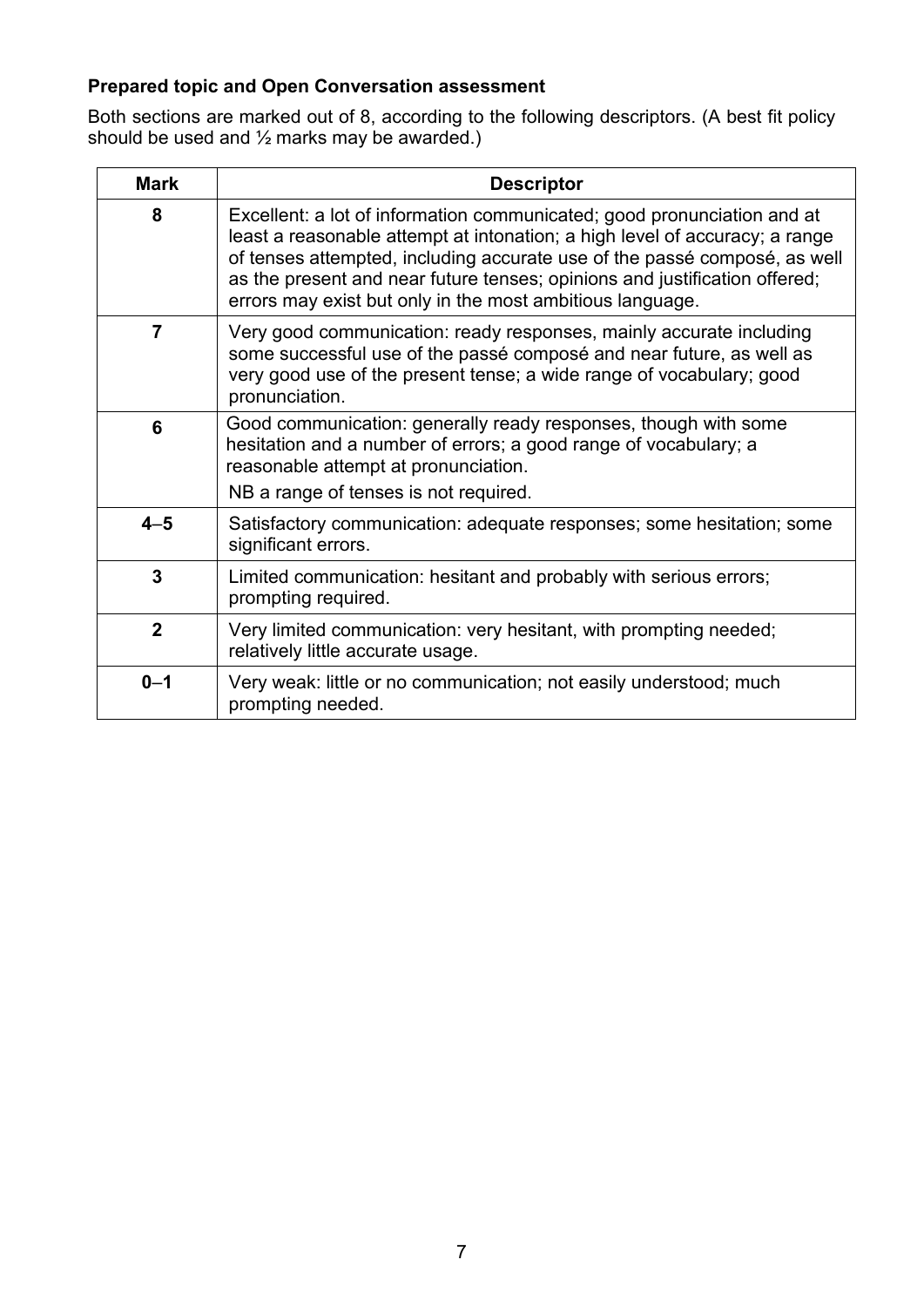**Prepared topic and Open Conversation assessment**

Both sections are marked out of 8, according to the following descriptors. (A best fit policy should be used and ½ marks may be awarded.)

| Mark | Descriptor |
|---|---|
| 8 | Excellent: a lot of information communicated; good pronunciation and at least a reasonable attempt at intonation; a high level of accuracy; a range of tenses attempted, including accurate use of the passé composé, as well as the present and near future tenses; opinions and justification offered; errors may exist but only in the most ambitious language. |
| 7 | Very good communication: ready responses, mainly accurate including some successful use of the passé composé and near future, as well as very good use of the present tense; a wide range of vocabulary; good pronunciation. |
| 6 | Good communication: generally ready responses, though with some hesitation and a number of errors; a good range of vocabulary; a reasonable attempt at pronunciation.<br>NB a range of tenses is not required. |
| 4–5 | Satisfactory communication: adequate responses; some hesitation; some significant errors. |
| 3 | Limited communication: hesitant and probably with serious errors; prompting required. |
| 2 | Very limited communication: very hesitant, with prompting needed; relatively little accurate usage. |
| 0–1 | Very weak: little or no communication; not easily understood; much prompting needed. |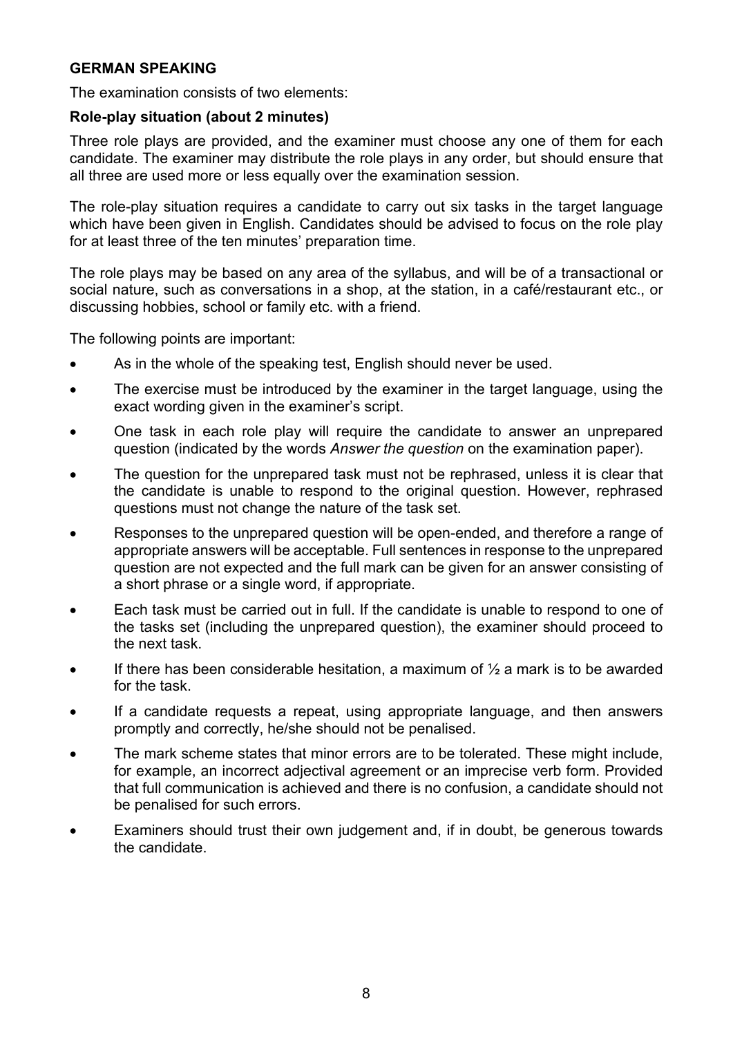## GERMAN SPEAKING

The examination consists of two elements:

### Role-play situation (about 2 minutes)

Three role plays are provided, and the examiner must choose any one of them for each candidate. The examiner may distribute the role plays in any order, but should ensure that all three are used more or less equally over the examination session.

The role-play situation requires a candidate to carry out six tasks in the target language which have been given in English. Candidates should be advised to focus on the role play for at least three of the ten minutes' preparation time.

The role plays may be based on any area of the syllabus, and will be of a transactional or social nature, such as conversations in a shop, at the station, in a café/restaurant etc., or discussing hobbies, school or family etc. with a friend.

The following points are important:

- As in the whole of the speaking test, English should never be used.
- The exercise must be introduced by the examiner in the target language, using the exact wording given in the examiner's script.
- One task in each role play will require the candidate to answer an unprepared question (indicated by the words *Answer the question* on the examination paper).
- The question for the unprepared task must not be rephrased, unless it is clear that the candidate is unable to respond to the original question. However, rephrased questions must not change the nature of the task set.
- Responses to the unprepared question will be open-ended, and therefore a range of appropriate answers will be acceptable. Full sentences in response to the unprepared question are not expected and the full mark can be given for an answer consisting of a short phrase or a single word, if appropriate.
- Each task must be carried out in full. If the candidate is unable to respond to one of the tasks set (including the unprepared question), the examiner should proceed to the next task.
- If there has been considerable hesitation, a maximum of ½ a mark is to be awarded for the task.
- If a candidate requests a repeat, using appropriate language, and then answers promptly and correctly, he/she should not be penalised.
- The mark scheme states that minor errors are to be tolerated. These might include, for example, an incorrect adjectival agreement or an imprecise verb form. Provided that full communication is achieved and there is no confusion, a candidate should not be penalised for such errors.
- Examiners should trust their own judgement and, if in doubt, be generous towards the candidate.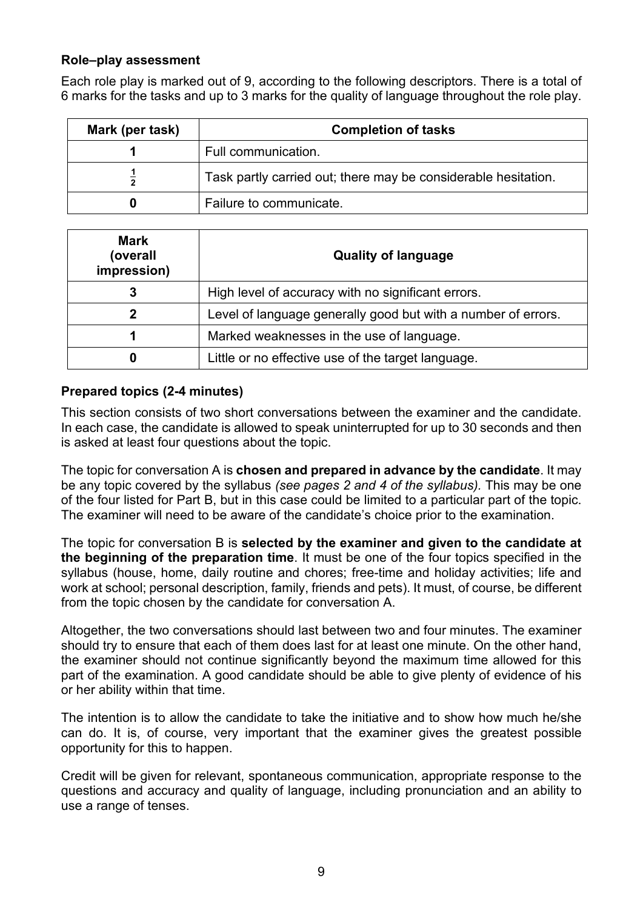### Role–play assessment

Each role play is marked out of 9, according to the following descriptors. There is a total of 6 marks for the tasks and up to 3 marks for the quality of language throughout the role play.

| Mark (per task) | Completion of tasks |
|---|---|
| **1** | Full communication. |
| $\frac{1}{2}$ | Task partly carried out; there may be considerable hesitation. |
| **0** | Failure to communicate. |

| Mark (overall impression) | Quality of language |
|---|---|
| **3** | High level of accuracy with no significant errors. |
| **2** | Level of language generally good but with a number of errors. |
| **1** | Marked weaknesses in the use of language. |
| **0** | Little or no effective use of the target language. |

### Prepared topics (2-4 minutes)

This section consists of two short conversations between the examiner and the candidate. In each case, the candidate is allowed to speak uninterrupted for up to 30 seconds and then is asked at least four questions about the topic.

The topic for conversation A is **chosen and prepared in advance by the candidate**. It may be any topic covered by the syllabus *(see pages 2 and 4 of the syllabus)*. This may be one of the four listed for Part B, but in this case could be limited to a particular part of the topic. The examiner will need to be aware of the candidate's choice prior to the examination.

The topic for conversation B is **selected by the examiner and given to the candidate at the beginning of the preparation time**. It must be one of the four topics specified in the syllabus (house, home, daily routine and chores; free-time and holiday activities; life and work at school; personal description, family, friends and pets). It must, of course, be different from the topic chosen by the candidate for conversation A.

Altogether, the two conversations should last between two and four minutes. The examiner should try to ensure that each of them does last for at least one minute. On the other hand, the examiner should not continue significantly beyond the maximum time allowed for this part of the examination. A good candidate should be able to give plenty of evidence of his or her ability within that time.

The intention is to allow the candidate to take the initiative and to show how much he/she can do. It is, of course, very important that the examiner gives the greatest possible opportunity for this to happen.

Credit will be given for relevant, spontaneous communication, appropriate response to the questions and accuracy and quality of language, including pronunciation and an ability to use a range of tenses.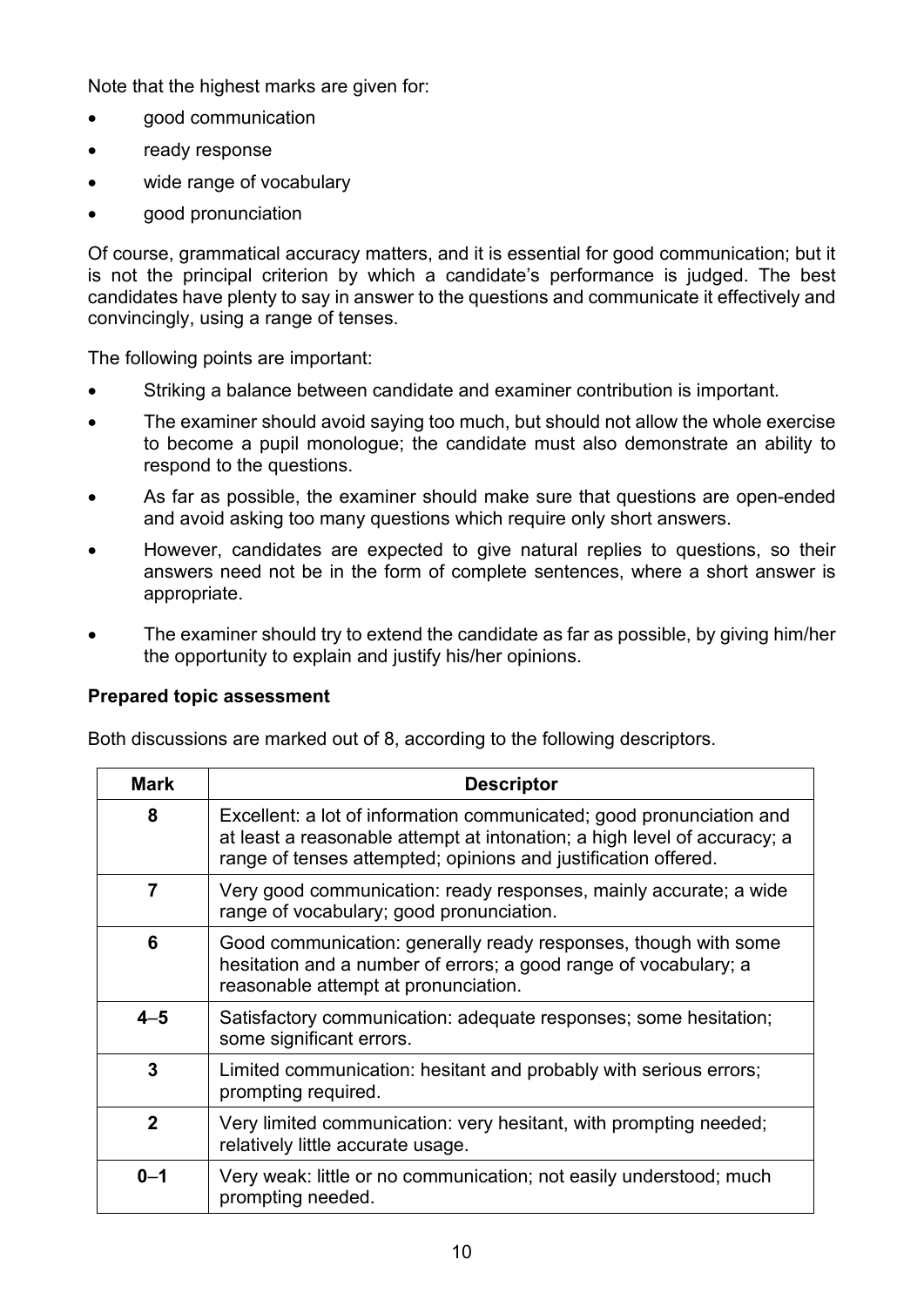Note that the highest marks are given for:

- good communication
- ready response
- wide range of vocabulary
- good pronunciation

Of course, grammatical accuracy matters, and it is essential for good communication; but it is not the principal criterion by which a candidate's performance is judged. The best candidates have plenty to say in answer to the questions and communicate it effectively and convincingly, using a range of tenses.

The following points are important:

- Striking a balance between candidate and examiner contribution is important.
- The examiner should avoid saying too much, but should not allow the whole exercise to become a pupil monologue; the candidate must also demonstrate an ability to respond to the questions.
- As far as possible, the examiner should make sure that questions are open-ended and avoid asking too many questions which require only short answers.
- However, candidates are expected to give natural replies to questions, so their answers need not be in the form of complete sentences, where a short answer is appropriate.
- The examiner should try to extend the candidate as far as possible, by giving him/her the opportunity to explain and justify his/her opinions.

**Prepared topic assessment**

Both discussions are marked out of 8, according to the following descriptors.

| Mark | Descriptor |
|---|---|
| 8 | Excellent: a lot of information communicated; good pronunciation and at least a reasonable attempt at intonation; a high level of accuracy; a range of tenses attempted; opinions and justification offered. |
| 7 | Very good communication: ready responses, mainly accurate; a wide range of vocabulary; good pronunciation. |
| 6 | Good communication: generally ready responses, though with some hesitation and a number of errors; a good range of vocabulary; a reasonable attempt at pronunciation. |
| 4–5 | Satisfactory communication: adequate responses; some hesitation; some significant errors. |
| 3 | Limited communication: hesitant and probably with serious errors; prompting required. |
| 2 | Very limited communication: very hesitant, with prompting needed; relatively little accurate usage. |
| 0–1 | Very weak: little or no communication; not easily understood; much prompting needed. |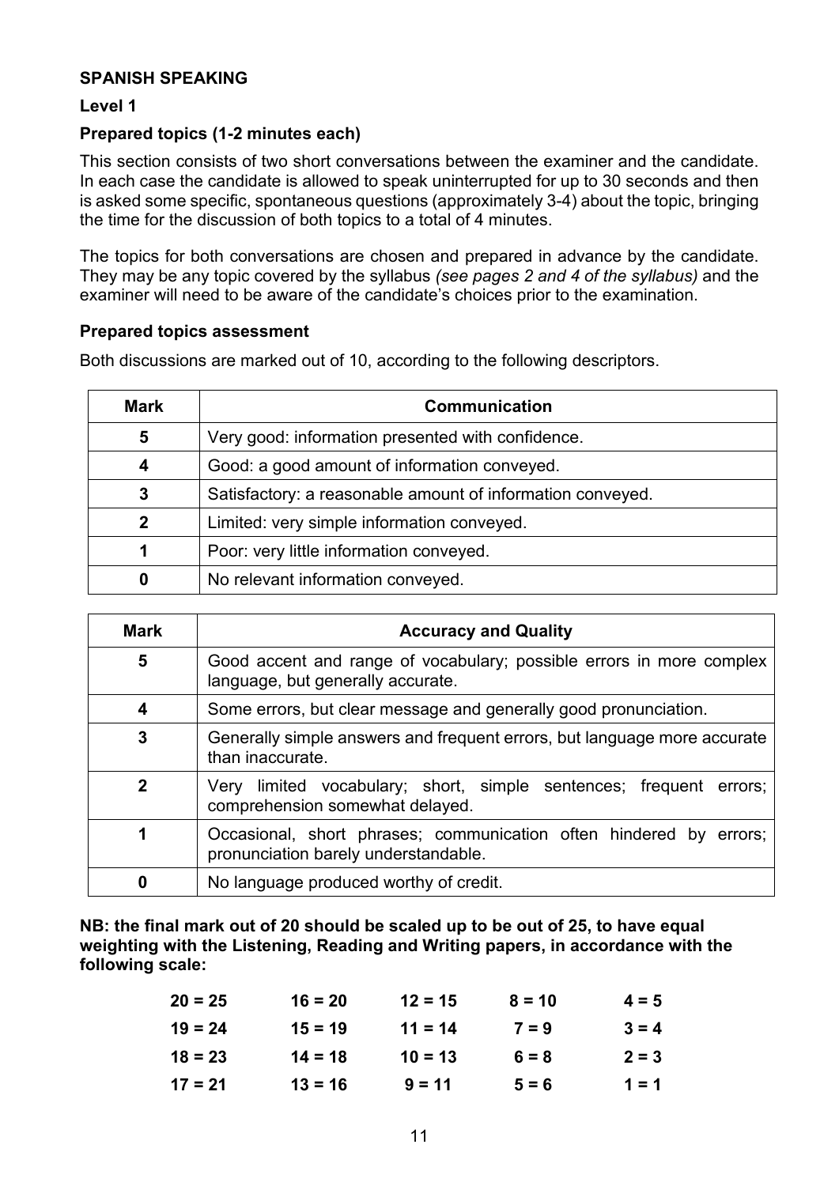**SPANISH SPEAKING**

**Level 1**

**Prepared topics (1-2 minutes each)**

This section consists of two short conversations between the examiner and the candidate. In each case the candidate is allowed to speak uninterrupted for up to 30 seconds and then is asked some specific, spontaneous questions (approximately 3-4) about the topic, bringing the time for the discussion of both topics to a total of 4 minutes.

The topics for both conversations are chosen and prepared in advance by the candidate. They may be any topic covered by the syllabus *(see pages 2 and 4 of the syllabus)* and the examiner will need to be aware of the candidate's choices prior to the examination.

**Prepared topics assessment**

Both discussions are marked out of 10, according to the following descriptors.

| Mark | Communication |
|---|---|
| 5 | Very good: information presented with confidence. |
| 4 | Good: a good amount of information conveyed. |
| 3 | Satisfactory: a reasonable amount of information conveyed. |
| 2 | Limited: very simple information conveyed. |
| 1 | Poor: very little information conveyed. |
| 0 | No relevant information conveyed. |

| Mark | Accuracy and Quality |
|---|---|
| 5 | Good accent and range of vocabulary; possible errors in more complex language, but generally accurate. |
| 4 | Some errors, but clear message and generally good pronunciation. |
| 3 | Generally simple answers and frequent errors, but language more accurate than inaccurate. |
| 2 | Very limited vocabulary; short, simple sentences; frequent errors; comprehension somewhat delayed. |
| 1 | Occasional, short phrases; communication often hindered by errors; pronunciation barely understandable. |
| 0 | No language produced worthy of credit. |

**NB: the final mark out of 20 should be scaled up to be out of 25, to have equal weighting with the Listening, Reading and Writing papers, in accordance with the following scale:**

| | | | | |
|---|---|---|---|---|
| **20 = 25** | **16 = 20** | **12 = 15** | **8 = 10** | **4 = 5** |
| **19 = 24** | **15 = 19** | **11 = 14** | **7 = 9** | **3 = 4** |
| **18 = 23** | **14 = 18** | **10 = 13** | **6 = 8** | **2 = 3** |
| **17 = 21** | **13 = 16** | **9 = 11** | **5 = 6** | **1 = 1** |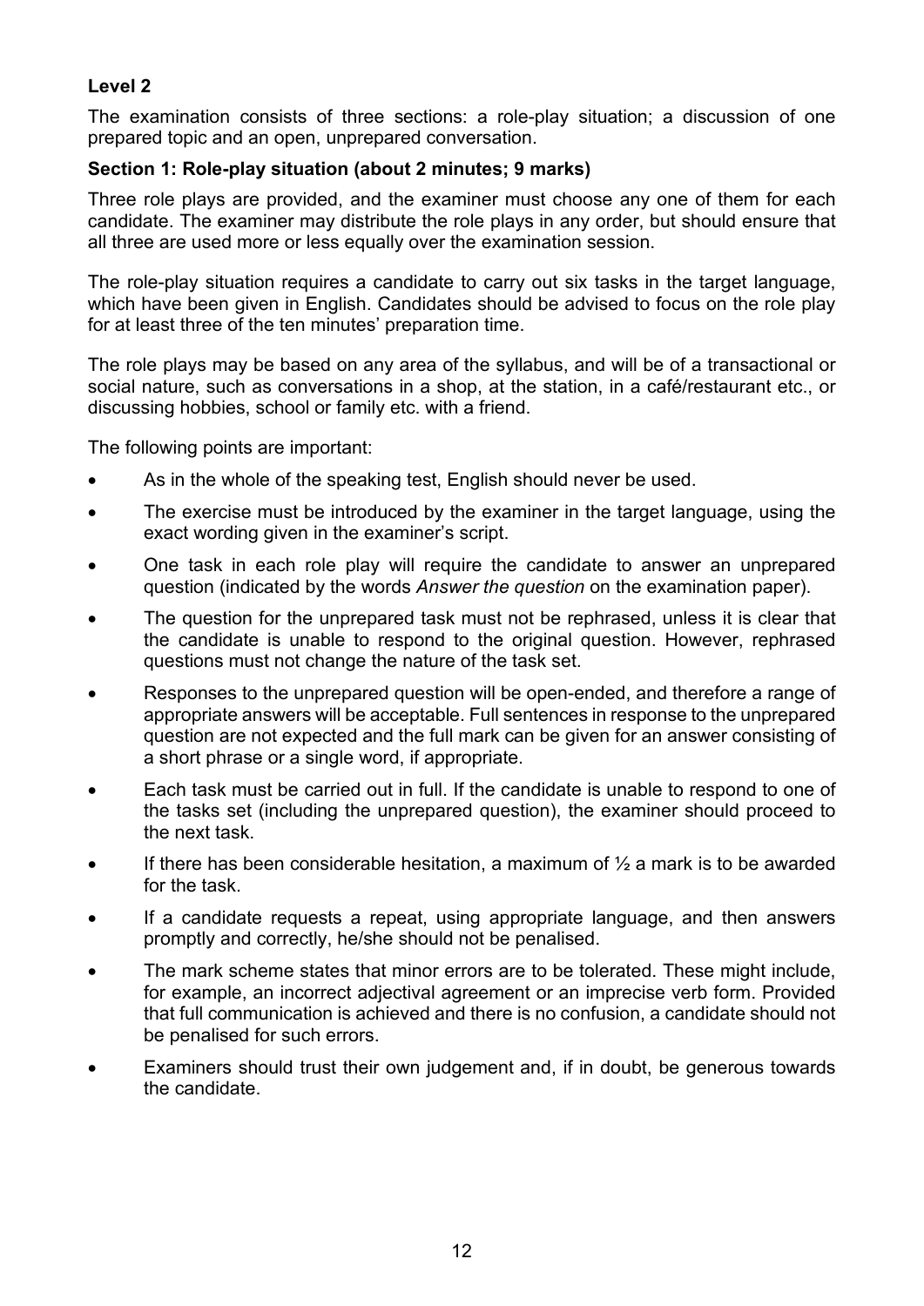### Level 2

The examination consists of three sections: a role-play situation; a discussion of one prepared topic and an open, unprepared conversation.

**Section 1: Role-play situation (about 2 minutes; 9 marks)**

Three role plays are provided, and the examiner must choose any one of them for each candidate. The examiner may distribute the role plays in any order, but should ensure that all three are used more or less equally over the examination session.

The role-play situation requires a candidate to carry out six tasks in the target language, which have been given in English. Candidates should be advised to focus on the role play for at least three of the ten minutes' preparation time.

The role plays may be based on any area of the syllabus, and will be of a transactional or social nature, such as conversations in a shop, at the station, in a café/restaurant etc., or discussing hobbies, school or family etc. with a friend.

The following points are important:

- As in the whole of the speaking test, English should never be used.
- The exercise must be introduced by the examiner in the target language, using the exact wording given in the examiner's script.
- One task in each role play will require the candidate to answer an unprepared question (indicated by the words *Answer the question* on the examination paper).
- The question for the unprepared task must not be rephrased, unless it is clear that the candidate is unable to respond to the original question. However, rephrased questions must not change the nature of the task set.
- Responses to the unprepared question will be open-ended, and therefore a range of appropriate answers will be acceptable. Full sentences in response to the unprepared question are not expected and the full mark can be given for an answer consisting of a short phrase or a single word, if appropriate.
- Each task must be carried out in full. If the candidate is unable to respond to one of the tasks set (including the unprepared question), the examiner should proceed to the next task.
- If there has been considerable hesitation, a maximum of ½ a mark is to be awarded for the task.
- If a candidate requests a repeat, using appropriate language, and then answers promptly and correctly, he/she should not be penalised.
- The mark scheme states that minor errors are to be tolerated. These might include, for example, an incorrect adjectival agreement or an imprecise verb form. Provided that full communication is achieved and there is no confusion, a candidate should not be penalised for such errors.
- Examiners should trust their own judgement and, if in doubt, be generous towards the candidate.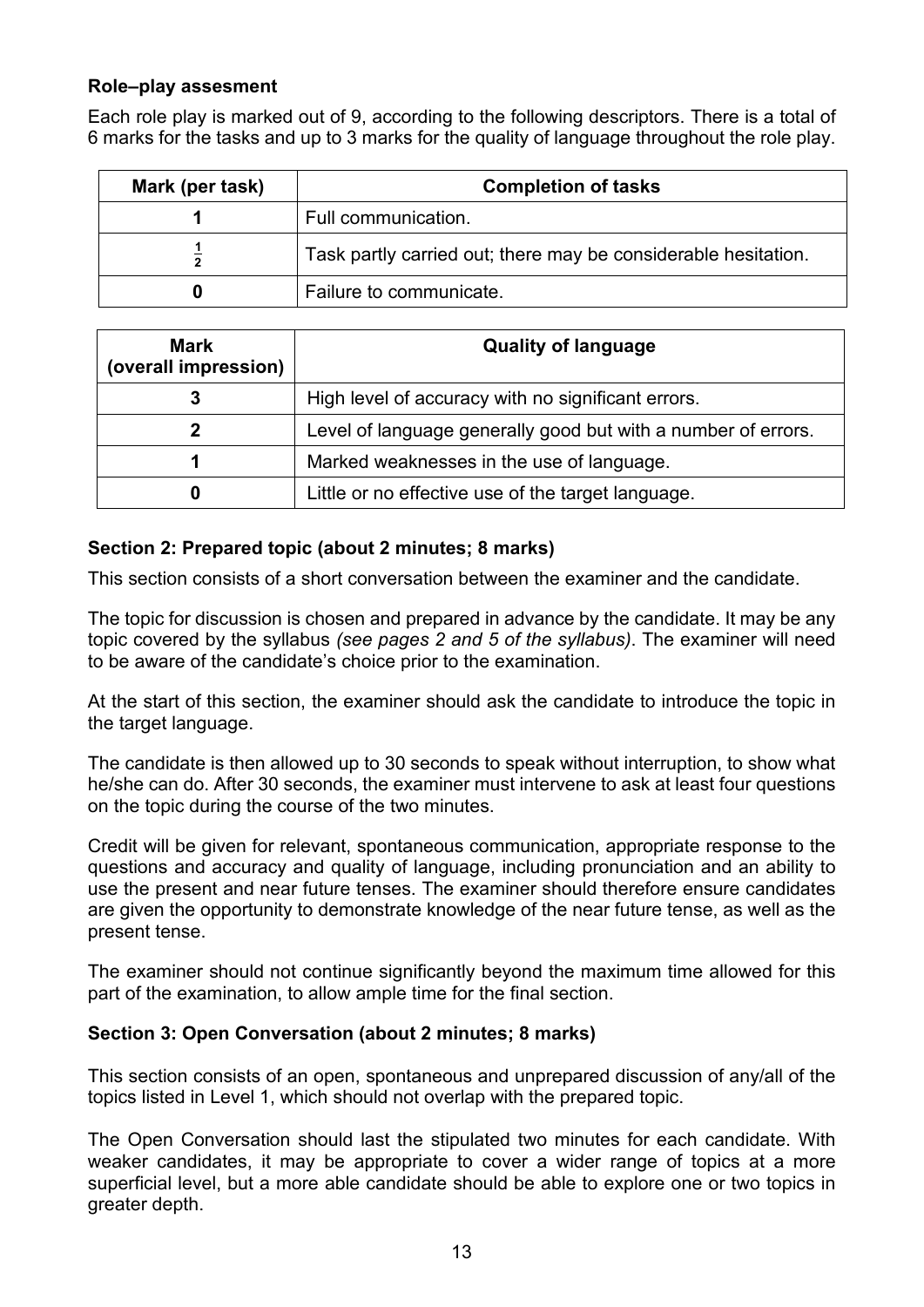**Role–play assesment**

Each role play is marked out of 9, according to the following descriptors. There is a total of 6 marks for the tasks and up to 3 marks for the quality of language throughout the role play.

| Mark (per task) | Completion of tasks |
|---|---|
| 1 | Full communication. |
| $\frac{1}{2}$ | Task partly carried out; there may be considerable hesitation. |
| 0 | Failure to communicate. |

| Mark (overall impression) | Quality of language |
|---|---|
| 3 | High level of accuracy with no significant errors. |
| 2 | Level of language generally good but with a number of errors. |
| 1 | Marked weaknesses in the use of language. |
| 0 | Little or no effective use of the target language. |

**Section 2: Prepared topic (about 2 minutes; 8 marks)**

This section consists of a short conversation between the examiner and the candidate.

The topic for discussion is chosen and prepared in advance by the candidate. It may be any topic covered by the syllabus *(see pages 2 and 5 of the syllabus)*. The examiner will need to be aware of the candidate's choice prior to the examination.

At the start of this section, the examiner should ask the candidate to introduce the topic in the target language.

The candidate is then allowed up to 30 seconds to speak without interruption, to show what he/she can do. After 30 seconds, the examiner must intervene to ask at least four questions on the topic during the course of the two minutes.

Credit will be given for relevant, spontaneous communication, appropriate response to the questions and accuracy and quality of language, including pronunciation and an ability to use the present and near future tenses. The examiner should therefore ensure candidates are given the opportunity to demonstrate knowledge of the near future tense, as well as the present tense.

The examiner should not continue significantly beyond the maximum time allowed for this part of the examination, to allow ample time for the final section.

**Section 3: Open Conversation (about 2 minutes; 8 marks)**

This section consists of an open, spontaneous and unprepared discussion of any/all of the topics listed in Level 1, which should not overlap with the prepared topic.

The Open Conversation should last the stipulated two minutes for each candidate. With weaker candidates, it may be appropriate to cover a wider range of topics at a more superficial level, but a more able candidate should be able to explore one or two topics in greater depth.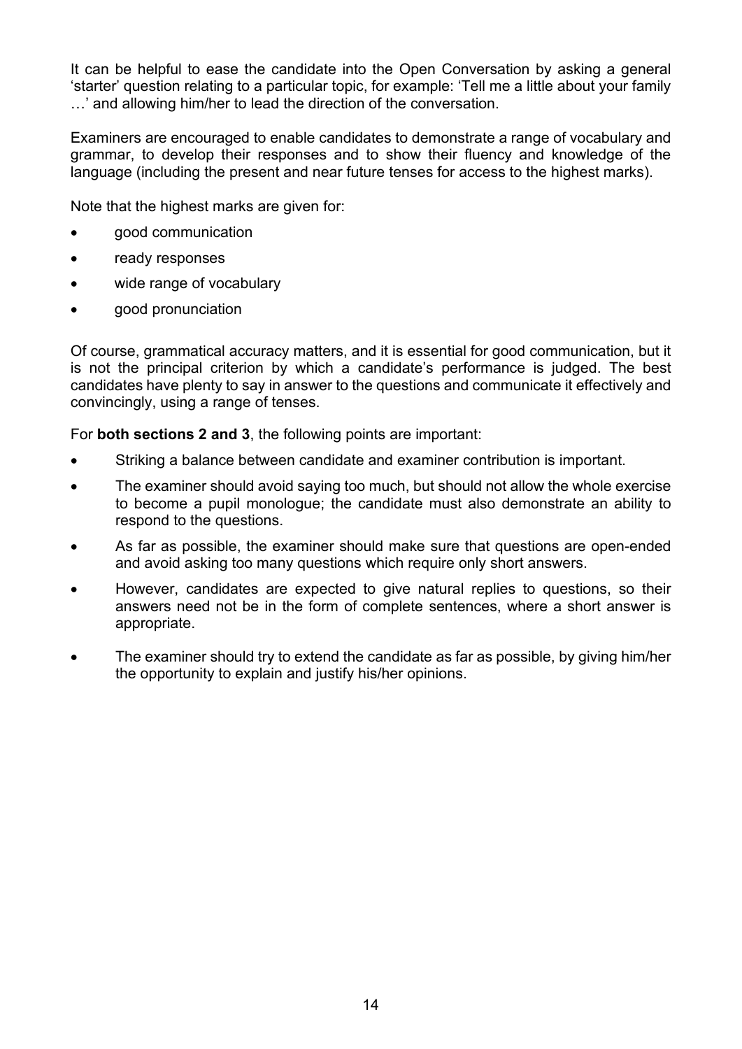It can be helpful to ease the candidate into the Open Conversation by asking a general 'starter' question relating to a particular topic, for example: 'Tell me a little about your family …' and allowing him/her to lead the direction of the conversation.

Examiners are encouraged to enable candidates to demonstrate a range of vocabulary and grammar, to develop their responses and to show their fluency and knowledge of the language (including the present and near future tenses for access to the highest marks).

Note that the highest marks are given for:

- good communication
- ready responses
- wide range of vocabulary
- good pronunciation

Of course, grammatical accuracy matters, and it is essential for good communication, but it is not the principal criterion by which a candidate's performance is judged. The best candidates have plenty to say in answer to the questions and communicate it effectively and convincingly, using a range of tenses.

For **both sections 2 and 3**, the following points are important:

- Striking a balance between candidate and examiner contribution is important.
- The examiner should avoid saying too much, but should not allow the whole exercise to become a pupil monologue; the candidate must also demonstrate an ability to respond to the questions.
- As far as possible, the examiner should make sure that questions are open-ended and avoid asking too many questions which require only short answers.
- However, candidates are expected to give natural replies to questions, so their answers need not be in the form of complete sentences, where a short answer is appropriate.
- The examiner should try to extend the candidate as far as possible, by giving him/her the opportunity to explain and justify his/her opinions.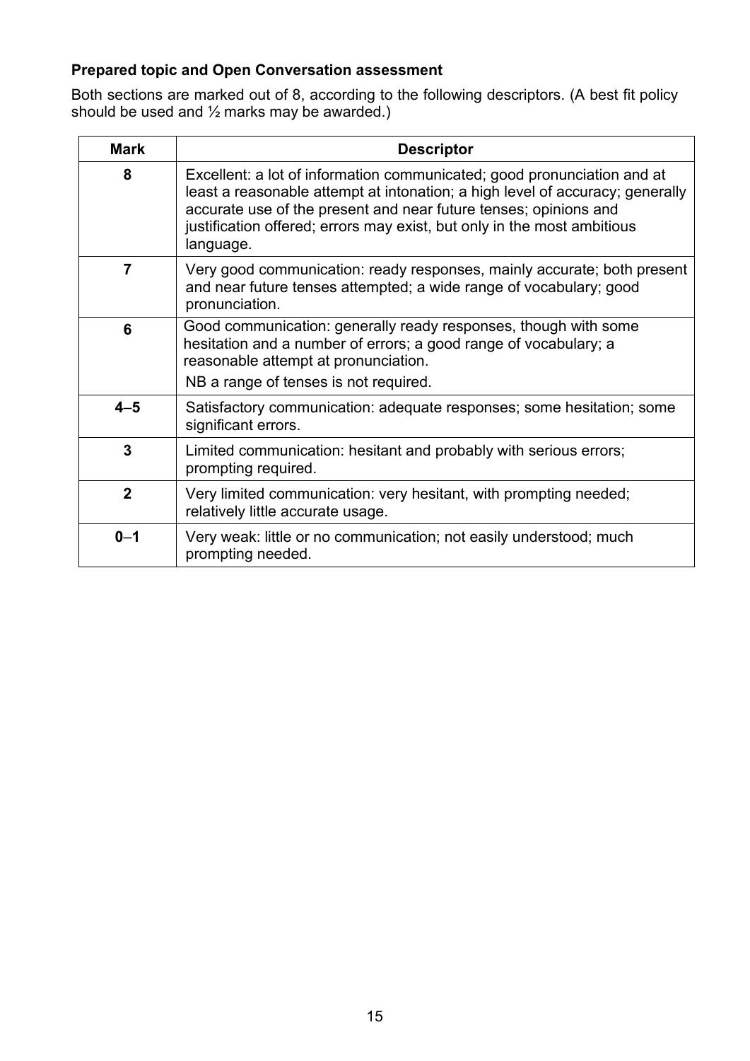**Prepared topic and Open Conversation assessment**

Both sections are marked out of 8, according to the following descriptors. (A best fit policy should be used and ½ marks may be awarded.)

| Mark | Descriptor |
|---|---|
| **8** | Excellent: a lot of information communicated; good pronunciation and at least a reasonable attempt at intonation; a high level of accuracy; generally accurate use of the present and near future tenses; opinions and justification offered; errors may exist, but only in the most ambitious language. |
| **7** | Very good communication: ready responses, mainly accurate; both present and near future tenses attempted; a wide range of vocabulary; good pronunciation. |
| **6** | Good communication: generally ready responses, though with some hesitation and a number of errors; a good range of vocabulary; a reasonable attempt at pronunciation. NB a range of tenses is not required. |
| **4–5** | Satisfactory communication: adequate responses; some hesitation; some significant errors. |
| **3** | Limited communication: hesitant and probably with serious errors; prompting required. |
| **2** | Very limited communication: very hesitant, with prompting needed; relatively little accurate usage. |
| **0–1** | Very weak: little or no communication; not easily understood; much prompting needed. |